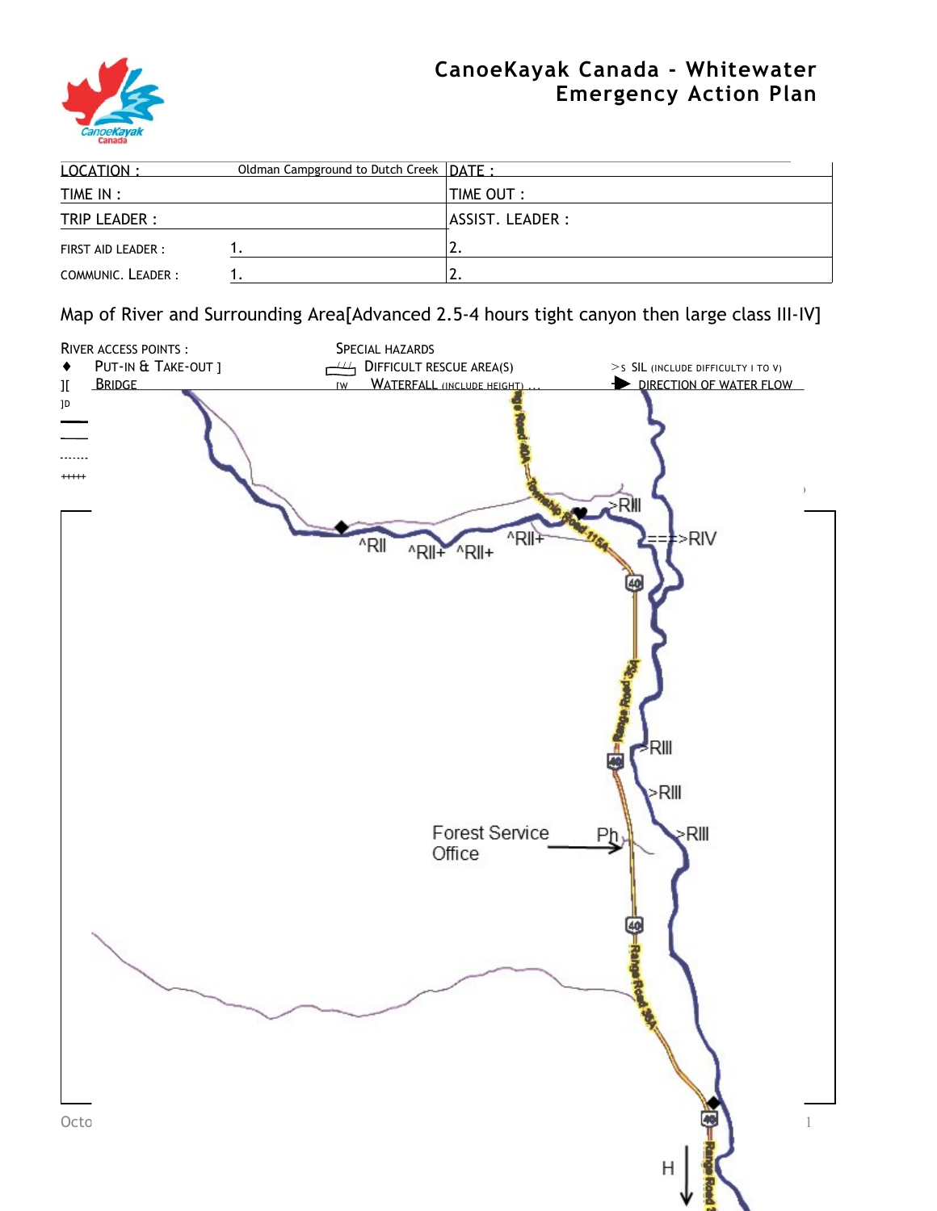# CanoeKayak Canada - Whitewater Emergency Action Plan

| LOCATION : | Oldman Campground to Dutch Creek | DATE : |
|---|---|---|
| TIME IN : | | TIME OUT : |
| TRIP LEADER : | | ASSIST. LEADER : |
| FIRST AID LEADER : | 1. | 2. |
| COMMUNIC. LEADER : | 1. | 2. |

Map of River and Surrounding Area[Advanced 2.5-4 hours tight canyon then large class III-IV]

RIVER ACCESS POINTS :
- ♦ PUT-IN & TAKE-OUT ]
- ][ BRIDGE
- ]D

SPECIAL HAZARDS
- DIFFICULT RESCUE AREA(S)
- [W WATERFALL (INCLUDE HEIGHT) ...

- >S SIL (INCLUDE DIFFICULTY I TO V)
- ▶ DIRECTION OF WATER FLOW

^RII ^RII+ ^RII+ ^RII+ >RIII ===>RIV >RIII >RIII >RIII

Forest Service Office

Ph

H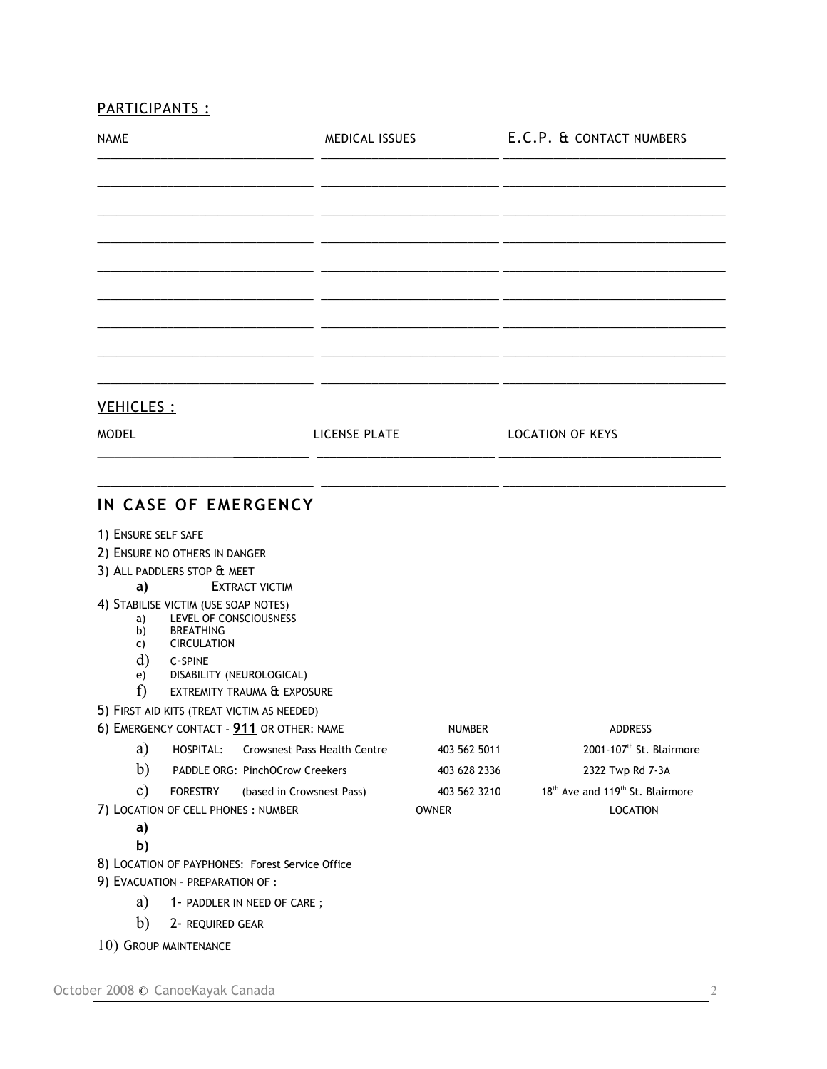## PARTICIPANTS :

| NAME | MEDICAL ISSUES | E.C.P. & CONTACT NUMBERS |
| --- | --- | --- |
| | | |
| | | |
| | | |
| | | |
| | | |
| | | |
| | | |
| | | |
| | | |

## VEHICLES :

| MODEL | LICENSE PLATE | LOCATION OF KEYS |
| --- | --- | --- |
| | | |
| | | |

## IN CASE OF EMERGENCY

1) ENSURE SELF SAFE
2) ENSURE NO OTHERS IN DANGER
3) ALL PADDLERS STOP & MEET
   - **a)** EXTRACT VICTIM
4) STABILISE VICTIM (USE SOAP NOTES)
   - a) LEVEL OF CONSCIOUSNESS
   - b) BREATHING
   - c) CIRCULATION
   - d) C-SPINE
   - e) DISABILITY (NEUROLOGICAL)
   - f) EXTREMITY TRAUMA & EXPOSURE
5) FIRST AID KITS (TREAT VICTIM AS NEEDED)
6) EMERGENCY CONTACT – **911** OR OTHER:

| | NAME | NUMBER | ADDRESS |
| --- | --- | --- | --- |
| a) | HOSPITAL: Crowsnest Pass Health Centre | 403 562 5011 | 2001-107th St. Blairmore |
| b) | PADDLE ORG: PinchOCrow Creekers | 403 628 2336 | 2322 Twp Rd 7-3A |
| c) | FORESTRY (based in Crowsnest Pass) | 403 562 3210 | 18th Ave and 119th St. Blairmore |

7) LOCATION OF CELL PHONES :

| | NUMBER | OWNER | LOCATION |
| --- | --- | --- | --- |
| **a)** | | | |
| **b)** | | | |

8) LOCATION OF PAYPHONES: Forest Service Office
9) EVACUATION – PREPARATION OF :
   - a) 1- PADDLER IN NEED OF CARE ;
   - b) 2- REQUIRED GEAR
10) GROUP MAINTENANCE

October 2008 © CanoeKayak Canada